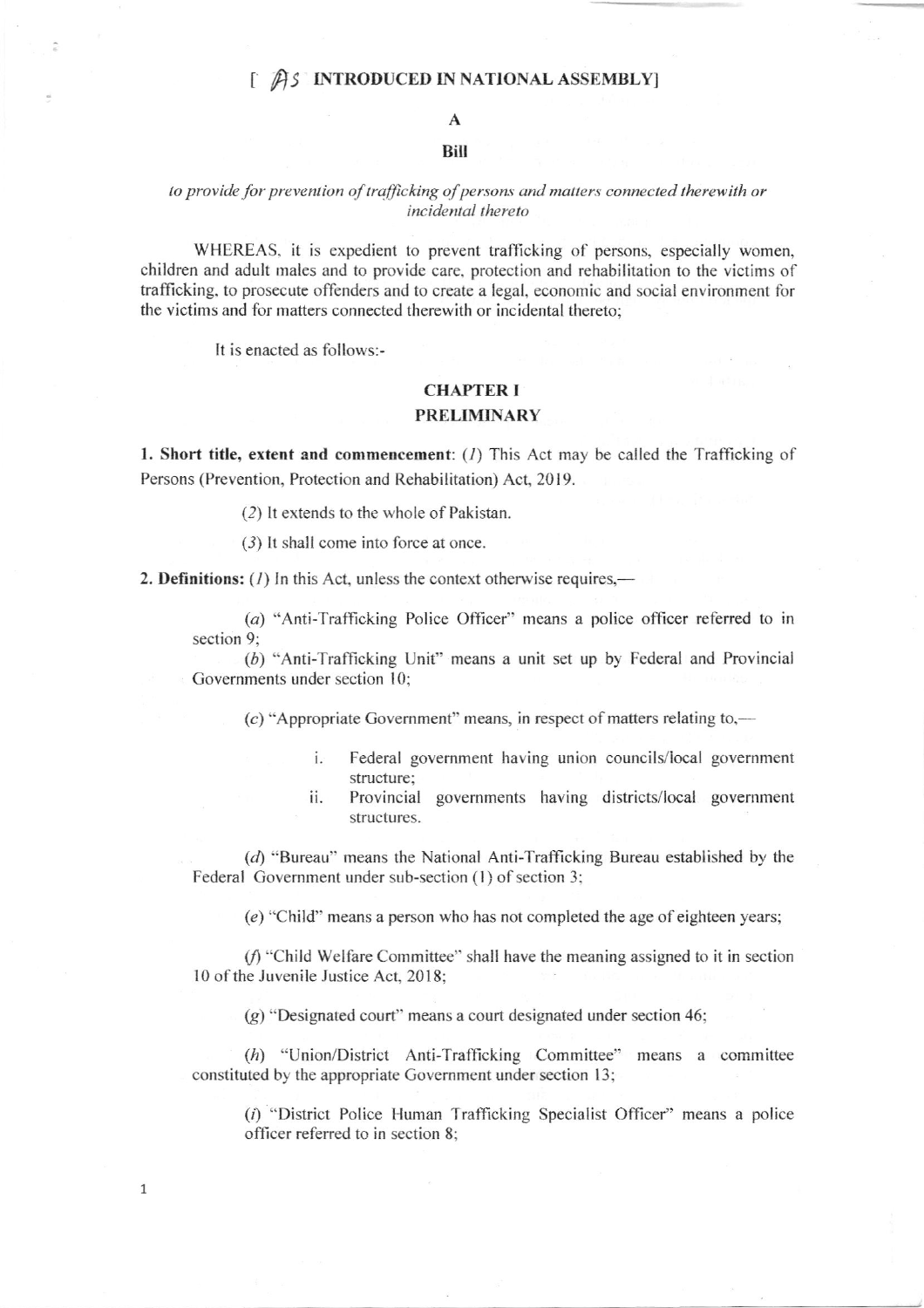[ AS INTRODUCED IN NATIONAL ASSEMBLY]

# A

# Bill

*to provide for prevention of trafficking of persons and matters connected therewith or incidental thereto*

WHEREAS, it is expedient to prevent trafficking of persons, especially women, children and adult males and to provide care, protection and rehabilitation to the victims of trafficking, to prosecute offenders and to create a legal, economic and social environment for the victims and for matters connected therewith or incidental thereto;

It is enacted as follows:-

## CHAPTER I
## PRELIMINARY

**1. Short title, extent and commencement**: (*1*) This Act may be called the Trafficking of Persons (Prevention, Protection and Rehabilitation) Act, 2019.

(*2*) It extends to the whole of Pakistan.

(*3*) It shall come into force at once.

**2. Definitions:** (*1*) In this Act, unless the context otherwise requires,—

(*a*) "Anti-Trafficking Police Officer" means a police officer referred to in section 9;

(*b*) "Anti-Trafficking Unit" means a unit set up by Federal and Provincial Governments under section 10;

(*c*) "Appropriate Government" means, in respect of matters relating to,—

i. Federal government having union councils/local government structure;
ii. Provincial governments having districts/local government structures.

(*d*) "Bureau" means the National Anti-Trafficking Bureau established by the Federal Government under sub-section (1) of section 3;

(*e*) "Child" means a person who has not completed the age of eighteen years;

(*f*) "Child Welfare Committee" shall have the meaning assigned to it in section 10 of the Juvenile Justice Act, 2018;

(*g*) "Designated court" means a court designated under section 46;

(*h*) "Union/District Anti-Trafficking Committee" means a committee constituted by the appropriate Government under section 13;

(*i*) "District Police Human Trafficking Specialist Officer" means a police officer referred to in section 8;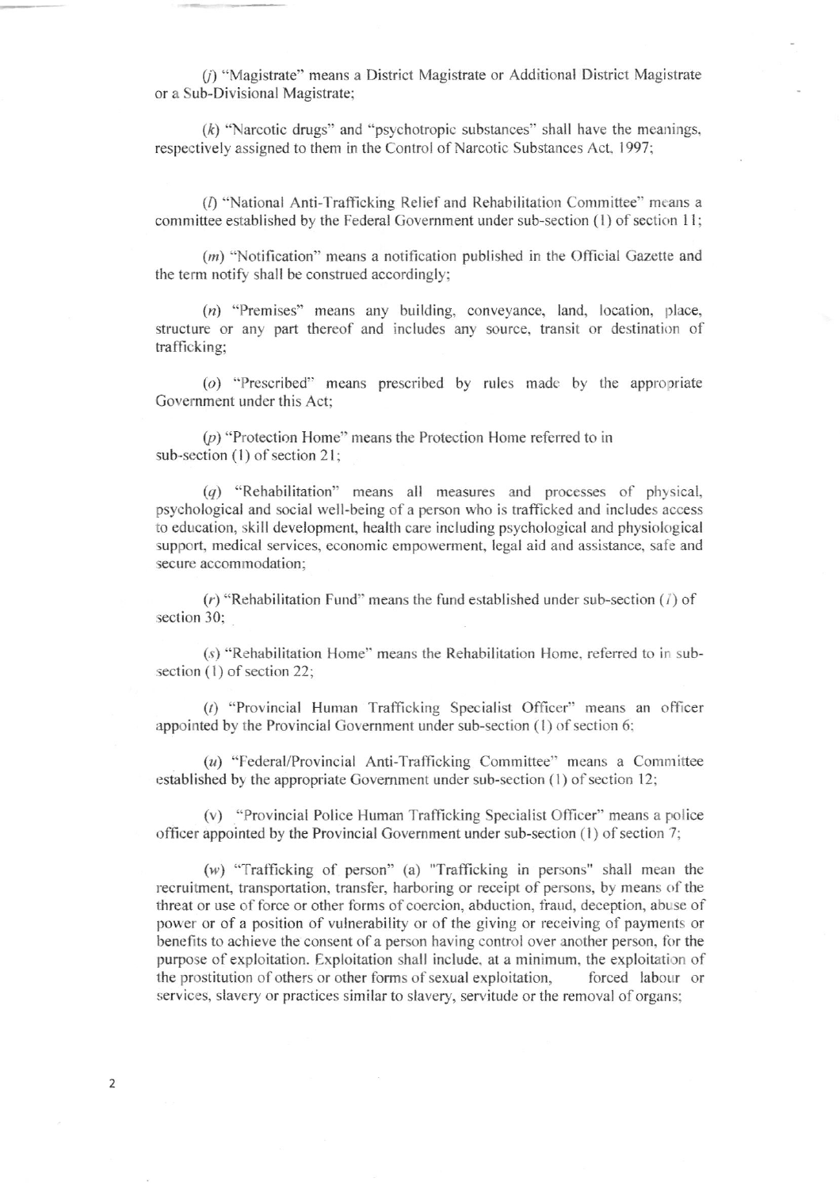(*j*) "Magistrate" means a District Magistrate or Additional District Magistrate or a Sub-Divisional Magistrate;

(*k*) "Narcotic drugs" and "psychotropic substances" shall have the meanings, respectively assigned to them in the Control of Narcotic Substances Act, 1997;

(*l*) "National Anti-Trafficking Relief and Rehabilitation Committee" means a committee established by the Federal Government under sub-section (1) of section 11;

(*m*) "Notification" means a notification published in the Official Gazette and the term notify shall be construed accordingly;

(*n*) "Premises" means any building, conveyance, land, location, place, structure or any part thereof and includes any source, transit or destination of trafficking;

(*o*) "Prescribed" means prescribed by rules made by the appropriate Government under this Act;

(*p*) "Protection Home" means the Protection Home referred to in sub-section (1) of section 21;

(*q*) "Rehabilitation" means all measures and processes of physical, psychological and social well-being of a person who is trafficked and includes access to education, skill development, health care including psychological and physiological support, medical services, economic empowerment, legal aid and assistance, safe and secure accommodation;

(*r*) "Rehabilitation Fund" means the fund established under sub-section (*l*) of section 30;

(*s*) "Rehabilitation Home" means the Rehabilitation Home, referred to in sub-section (1) of section 22;

(*t*) "Provincial Human Trafficking Specialist Officer" means an officer appointed by the Provincial Government under sub-section (1) of section 6;

(*u*) "Federal/Provincial Anti-Trafficking Committee" means a Committee established by the appropriate Government under sub-section (1) of section 12;

(v) "Provincial Police Human Trafficking Specialist Officer" means a police officer appointed by the Provincial Government under sub-section (1) of section 7;

(*w*) "Trafficking of person" (a) "Trafficking in persons" shall mean the recruitment, transportation, transfer, harboring or receipt of persons, by means of the threat or use of force or other forms of coercion, abduction, fraud, deception, abuse of power or of a position of vulnerability or of the giving or receiving of payments or benefits to achieve the consent of a person having control over another person, for the purpose of exploitation. Exploitation shall include, at a minimum, the exploitation of the prostitution of others or other forms of sexual exploitation, forced labour or services, slavery or practices similar to slavery, servitude or the removal of organs;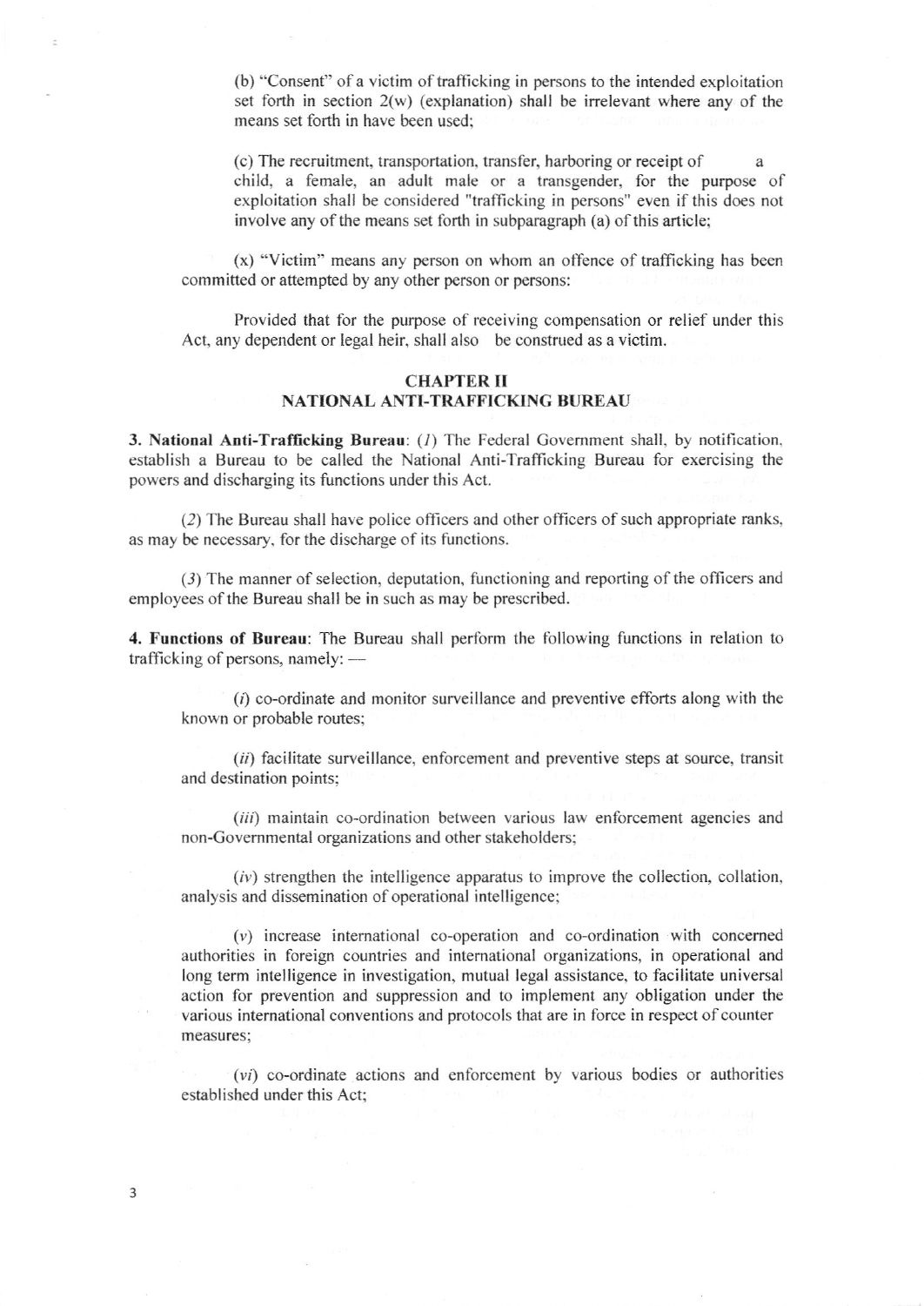(b) "Consent" of a victim of trafficking in persons to the intended exploitation set forth in section 2(w) (explanation) shall be irrelevant where any of the means set forth in have been used;

(c) The recruitment, transportation, transfer, harboring or receipt of a child, a female, an adult male or a transgender, for the purpose of exploitation shall be considered "trafficking in persons" even if this does not involve any of the means set forth in subparagraph (a) of this article;

(x) "Victim" means any person on whom an offence of trafficking has been committed or attempted by any other person or persons:

Provided that for the purpose of receiving compensation or relief under this Act, any dependent or legal heir, shall also be construed as a victim.

## CHAPTER II
## NATIONAL ANTI-TRAFFICKING BUREAU

**3. National Anti-Trafficking Bureau**: (*1*) The Federal Government shall, by notification, establish a Bureau to be called the National Anti-Trafficking Bureau for exercising the powers and discharging its functions under this Act.

(*2*) The Bureau shall have police officers and other officers of such appropriate ranks, as may be necessary, for the discharge of its functions.

(*3*) The manner of selection, deputation, functioning and reporting of the officers and employees of the Bureau shall be in such as may be prescribed.

**4. Functions of Bureau**: The Bureau shall perform the following functions in relation to trafficking of persons, namely: —

(*i*) co-ordinate and monitor surveillance and preventive efforts along with the known or probable routes;

(*ii*) facilitate surveillance, enforcement and preventive steps at source, transit and destination points;

(*iii*) maintain co-ordination between various law enforcement agencies and non-Governmental organizations and other stakeholders;

(*iv*) strengthen the intelligence apparatus to improve the collection, collation, analysis and dissemination of operational intelligence;

(*v*) increase international co-operation and co-ordination with concerned authorities in foreign countries and international organizations, in operational and long term intelligence in investigation, mutual legal assistance, to facilitate universal action for prevention and suppression and to implement any obligation under the various international conventions and protocols that are in force in respect of counter measures;

(*vi*) co-ordinate actions and enforcement by various bodies or authorities established under this Act;